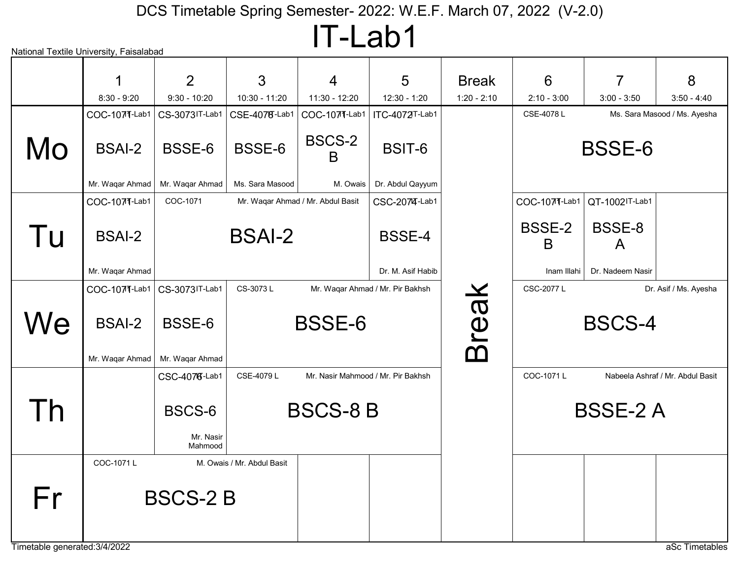# DCS Timetable Spring Semester- 2022: W.E.F. March 07, 2022 (V-2.0)

## IT-Lab1

National Textile University, Faisalabad

| | 1<br>8:30 - 9:20 | 2<br>9:30 - 10:20 | 3<br>10:30 - 11:20 | 4<br>11:30 - 12:20 | 5<br>12:30 - 1:20 | Break<br>1:20 - 2:10 | 6<br>2:10 - 3:00 | 7<br>3:00 - 3:50 | 8<br>3:50 - 4:40 |
|---|---|---|---|---|---|---|---|---|---|
| **Mo** | COC-1071 IT-Lab1<br>BSAI-2<br>Mr. Waqar Ahmad | CS-3073 IT-Lab1<br>BSSE-6<br>Mr. Waqar Ahmad | CSE-4078 IT-Lab1<br>BSSE-6<br>Ms. Sara Masood | COC-1071 IT-Lab1<br>BSCS-2 B<br>M. Owais | ITC-4072 IT-Lab1<br>BSIT-6<br>Dr. Abdul Qayyum | Break | CSE-4078 L<br>BSSE-6<br>Ms. Sara Masood / Ms. Ayesha | | |
| **Tu** | COC-1071 IT-Lab1<br>BSAI-2<br>Mr. Waqar Ahmad | COC-1071<br>BSAI-2<br>Mr. Waqar Ahmad / Mr. Abdul Basit | | | CSC-2074 IT-Lab1<br>BSSE-4<br>Dr. M. Asif Habib | Break | COC-1071 IT-Lab1<br>BSSE-2 B<br>Inam Illahi | QT-1002 IT-Lab1<br>BSSE-8 A<br>Dr. Nadeem Nasir | |
| **We** | COC-1071 IT-Lab1<br>BSAI-2<br>Mr. Waqar Ahmad | CS-3073 IT-Lab1<br>BSSE-6<br>Mr. Waqar Ahmad | CS-3073 L<br>BSSE-6<br>Mr. Waqar Ahmad / Mr. Pir Bakhsh | | | Break | CSC-2077 L<br>BSCS-4<br>Dr. Asif / Ms. Ayesha | | |
| **Th** | | CSC-4076 IT-Lab1<br>BSCS-6<br>Mr. Nasir Mahmood | CSE-4079 L<br>BSCS-8 B<br>Mr. Nasir Mahmood / Mr. Pir Bakhsh | | | Break | COC-1071 L<br>BSSE-2 A<br>Nabeela Ashraf / Mr. Abdul Basit | | |
| **Fr** | COC-1071 L<br>BSCS-2 B<br>M. Owais / Mr. Abdul Basit | | | | | Break | | | |

Timetable generated:3/4/2022

aSc Timetables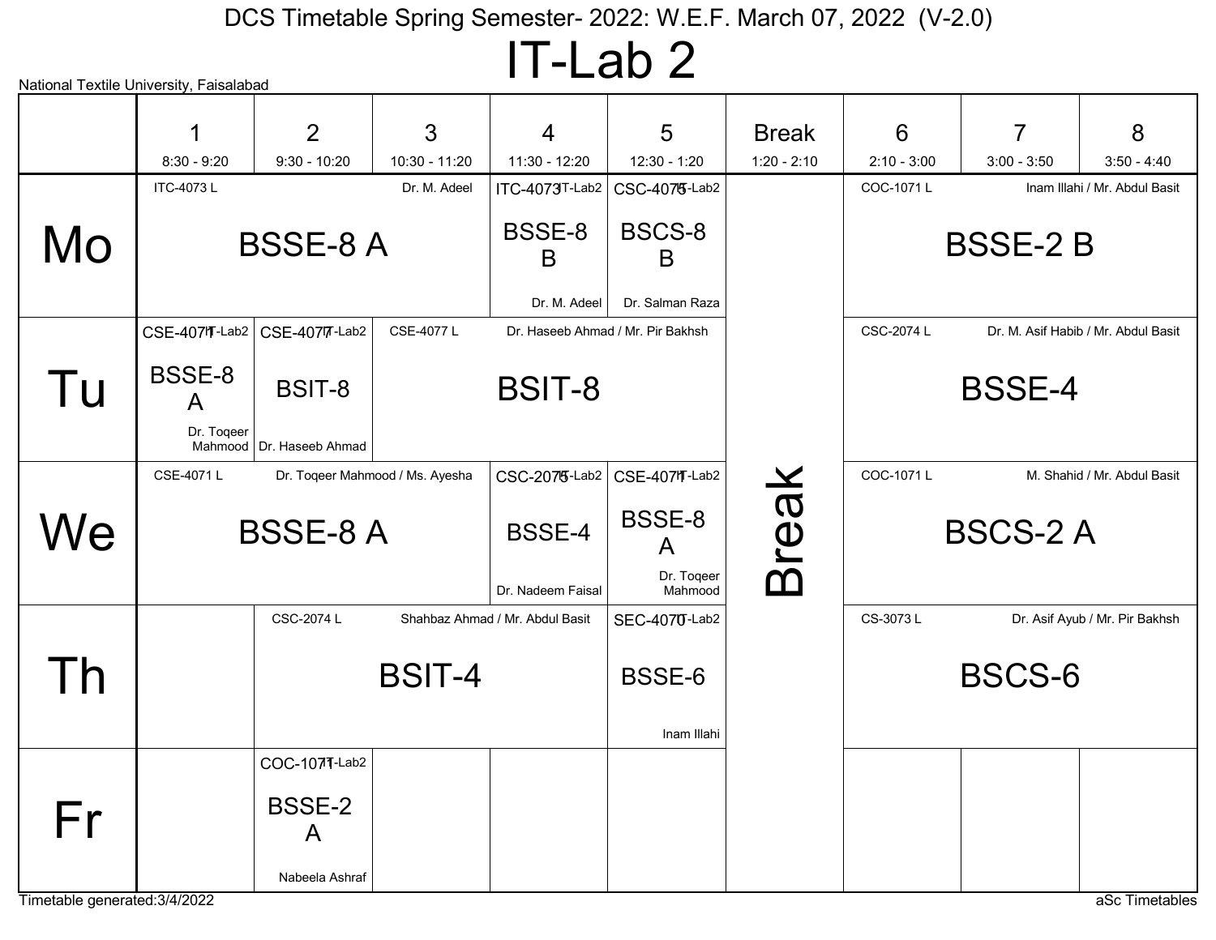# DCS Timetable Spring Semester- 2022: W.E.F. March 07, 2022 (V-2.0)

## IT-Lab 2

National Textile University, Faisalabad

| | 1<br>8:30 - 9:20 | 2<br>9:30 - 10:20 | 3<br>10:30 - 11:20 | 4<br>11:30 - 12:20 | 5<br>12:30 - 1:20 | Break<br>1:20 - 2:10 | 6<br>2:10 - 3:00 | 7<br>3:00 - 3:50 | 8<br>3:50 - 4:40 |
|---|---|---|---|---|---|---|---|---|---|
| **Mo** | ITC-4073 L<br>BSSE-8 A<br>Dr. M. Adeel | | | ITC-4073 IT-Lab2<br>BSSE-8 B<br>Dr. M. Adeel | CSC-4075 IT-Lab2<br>BSCS-8 B<br>Dr. Salman Raza | Break | COC-1071 L<br>BSSE-2 B<br>Inam Illahi / Mr. Abdul Basit | | |
| **Tu** | CSE-4071 IT-Lab2<br>BSSE-8 A<br>Dr. Toqeer Mahmood | CSE-4077 IT-Lab2<br>BSIT-8<br>Dr. Haseeb Ahmad | CSE-4077 L<br>BSIT-8<br>Dr. Haseeb Ahmad / Mr. Pir Bakhsh | | | Break | CSC-2074 L<br>BSSE-4<br>Dr. M. Asif Habib / Mr. Abdul Basit | | |
| **We** | CSE-4071 L<br>BSSE-8 A<br>Dr. Toqeer Mahmood / Ms. Ayesha | | | CSC-2075 IT-Lab2<br>BSSE-4<br>Dr. Nadeem Faisal | CSE-4071 IT-Lab2<br>BSSE-8 A<br>Dr. Toqeer Mahmood | Break | COC-1071 L<br>BSCS-2 A<br>M. Shahid / Mr. Abdul Basit | | |
| **Th** | | CSC-2074 L<br>BSIT-4<br>Shahbaz Ahmad / Mr. Abdul Basit | | | SEC-4070 IT-Lab2<br>BSSE-6<br>Inam Illahi | Break | CS-3073 L<br>BSCS-6<br>Dr. Asif Ayub / Mr. Pir Bakhsh | | |
| **Fr** | | COC-1071 IT-Lab2<br>BSSE-2 A<br>Nabeela Ashraf | | | | Break | | | |

Timetable generated:3/4/2022

aSc Timetables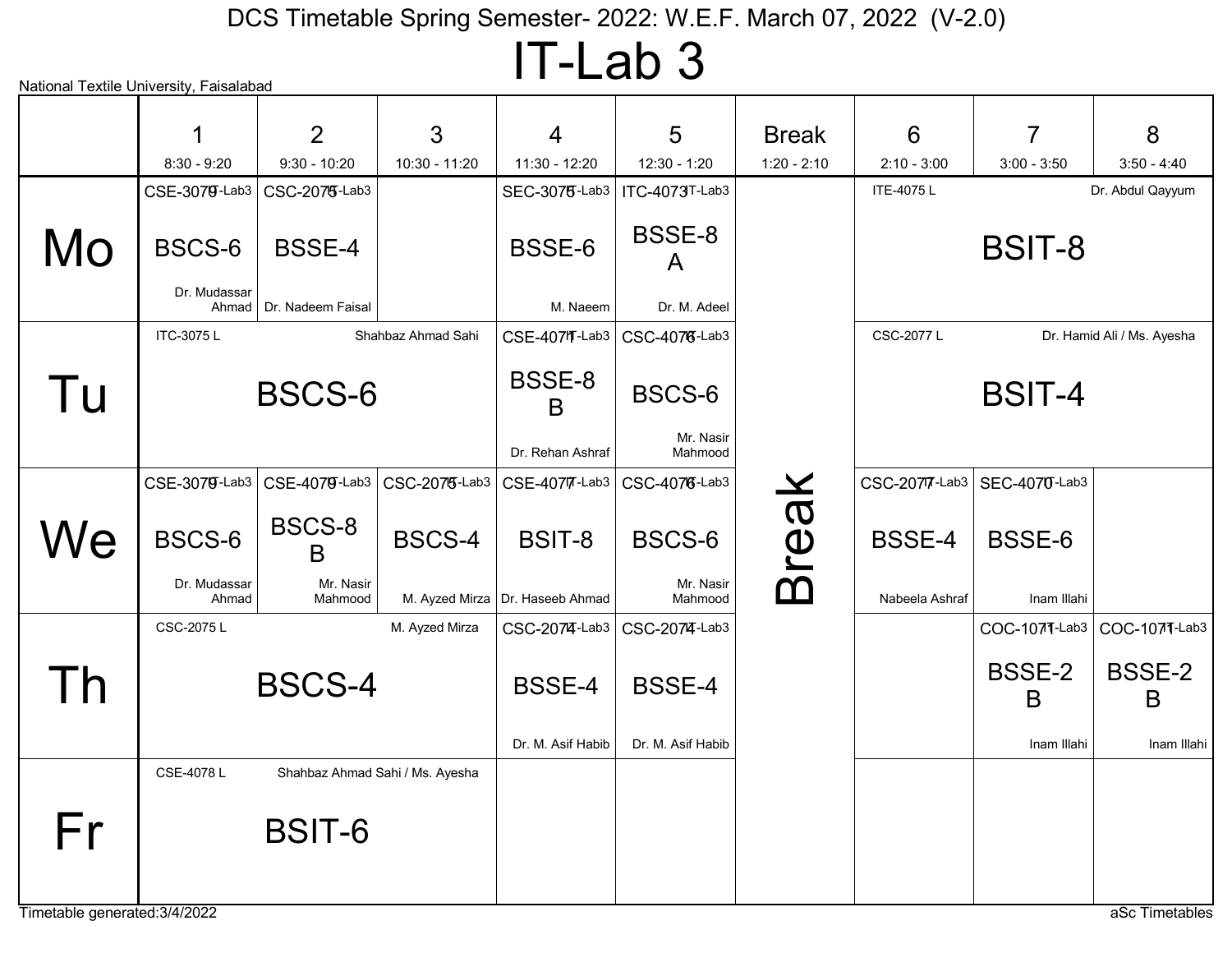# DCS Timetable Spring Semester- 2022: W.E.F. March 07, 2022 (V-2.0)

## IT-Lab 3

National Textile University, Faisalabad

| | 1<br>8:30 - 9:20 | 2<br>9:30 - 10:20 | 3<br>10:30 - 11:20 | 4<br>11:30 - 12:20 | 5<br>12:30 - 1:20 | Break<br>1:20 - 2:10 | 6<br>2:10 - 3:00 | 7<br>3:00 - 3:50 | 8<br>3:50 - 4:40 |
|---|---|---|---|---|---|---|---|---|---|
| Mo | CSE-3079 IT-Lab3<br>BSCS-6<br>Dr. Mudassar Ahmad | CSC-2075 IT-Lab3<br>BSSE-4<br>Dr. Nadeem Faisal | | SEC-3075 IT-Lab3<br>BSSE-6<br>M. Naeem | ITC-4073 IT-Lab3<br>BSSE-8 A<br>Dr. M. Adeel | Break | ITE-4075 L<br>BSIT-8<br>Dr. Abdul Qayyum | | |
| Tu | ITC-3075 L<br>BSCS-6<br>Shahbaz Ahmad Sahi | | | CSE-4071 IT-Lab3<br>BSSE-8 B<br>Dr. Rehan Ashraf | CSC-4076 IT-Lab3<br>BSCS-6<br>Mr. Nasir Mahmood | Break | CSC-2077 L<br>BSIT-4<br>Dr. Hamid Ali / Ms. Ayesha | | |
| We | CSE-3079 IT-Lab3<br>BSCS-6<br>Dr. Mudassar Ahmad | CSE-4079 IT-Lab3<br>BSCS-8 B<br>Mr. Nasir Mahmood | CSC-2075 IT-Lab3<br>BSCS-4<br>M. Ayzed Mirza | CSE-4077 IT-Lab3<br>BSIT-8<br>Dr. Haseeb Ahmad | CSC-4076 IT-Lab3<br>BSCS-6<br>Mr. Nasir Mahmood | Break | CSC-2077 IT-Lab3<br>BSSE-4<br>Nabeela Ashraf | SEC-4070 IT-Lab3<br>BSSE-6<br>Inam Illahi | |
| Th | CSC-2075 L<br>BSCS-4<br>M. Ayzed Mirza | | | CSC-2074 IT-Lab3<br>BSSE-4<br>Dr. M. Asif Habib | CSC-2074 IT-Lab3<br>BSSE-4<br>Dr. M. Asif Habib | Break | | COC-1071 IT-Lab3<br>BSSE-2 B<br>Inam Illahi | COC-1071 IT-Lab3<br>BSSE-2 B<br>Inam Illahi |
| Fr | CSE-4078 L<br>BSIT-6<br>Shahbaz Ahmad Sahi / Ms. Ayesha | | | | | Break | | | |

Timetable generated:3/4/2022

aSc Timetables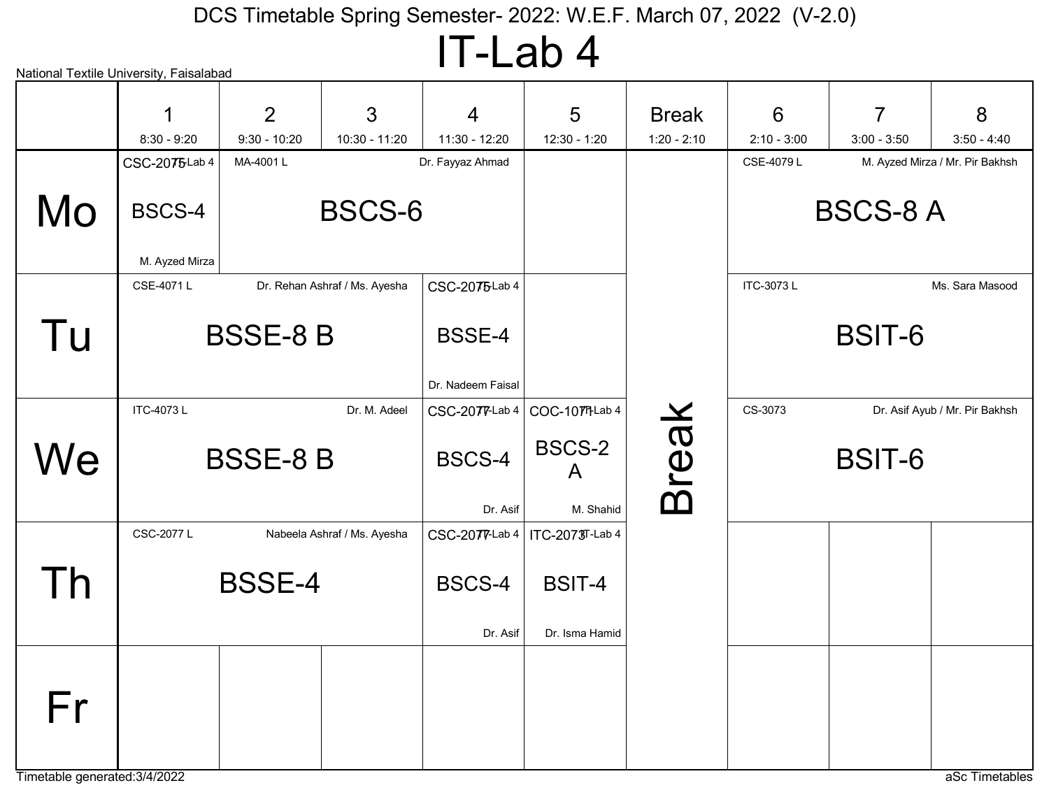# DCS Timetable Spring Semester- 2022: W.E.F. March 07, 2022 (V-2.0)

## IT-Lab 4

National Textile University, Faisalabad

| | 1<br>8:30 - 9:20 | 2<br>9:30 - 10:20 | 3<br>10:30 - 11:20 | 4<br>11:30 - 12:20 | 5<br>12:30 - 1:20 | Break<br>1:20 - 2:10 | 6<br>2:10 - 3:00 | 7<br>3:00 - 3:50 | 8<br>3:50 - 4:40 |
|---|---|---|---|---|---|---|---|---|---|
| **Mo** | CSC-2075 IT-Lab 4<br>BSCS-4<br>M. Ayzed Mirza | MA-4001 L Dr. Fayyaz Ahmad<br>BSCS-6 | | | | Break | CSE-4079 L M. Ayzed Mirza / Mr. Pir Bakhsh<br>BSCS-8 A | | |
| **Tu** | CSE-4071 L Dr. Rehan Ashraf / Ms. Ayesha<br>BSSE-8 B | | | CSC-2075 IT-Lab 4<br>BSSE-4<br>Dr. Nadeem Faisal | | Break | ITC-3073 L Ms. Sara Masood<br>BSIT-6 | | |
| **We** | ITC-4073 L Dr. M. Adeel<br>BSSE-8 B | | | CSC-2077 IT-Lab 4<br>BSCS-4<br>Dr. Asif | COC-1071 IT-Lab 4<br>BSCS-2 A<br>M. Shahid | Break | CS-3073 Dr. Asif Ayub / Mr. Pir Bakhsh<br>BSIT-6 | | |
| **Th** | CSC-2077 L Nabeela Ashraf / Ms. Ayesha<br>BSSE-4 | | | CSC-2077 IT-Lab 4<br>BSCS-4<br>Dr. Asif | ITC-2073 IT-Lab 4<br>BSIT-4<br>Dr. Isma Hamid | Break | | | |
| **Fr** | | | | | | Break | | | |

Timetable generated:3/4/2022

aSc Timetables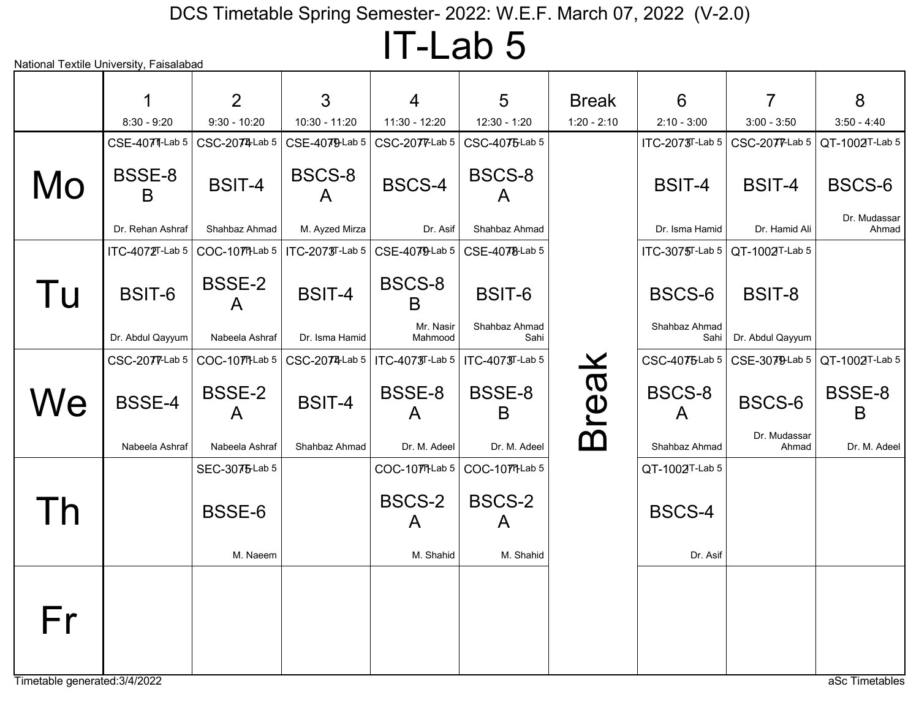# DCS Timetable Spring Semester- 2022: W.E.F. March 07, 2022 (V-2.0)

## IT-Lab 5

National Textile University, Faisalabad

| | 1<br>8:30 - 9:20 | 2<br>9:30 - 10:20 | 3<br>10:30 - 11:20 | 4<br>11:30 - 12:20 | 5<br>12:30 - 1:20 | Break<br>1:20 - 2:10 | 6<br>2:10 - 3:00 | 7<br>3:00 - 3:50 | 8<br>3:50 - 4:40 |
|---|---|---|---|---|---|---|---|---|---|
| **Mo** | CSE-4071 IT-Lab 5<br>BSSE-8 B<br>Dr. Rehan Ashraf | CSC-2074 IT-Lab 5<br>BSIT-4<br>Shahbaz Ahmad | CSE-4079 IT-Lab 5<br>BSCS-8 A<br>M. Ayzed Mirza | CSC-2077 IT-Lab 5<br>BSCS-4<br>Dr. Asif | CSC-4075 IT-Lab 5<br>BSCS-8 A<br>Shahbaz Ahmad | Break | ITC-2073 IT-Lab 5<br>BSIT-4<br>Dr. Isma Hamid | CSC-2077 IT-Lab 5<br>BSIT-4<br>Dr. Hamid Ali | QT-1002 IT-Lab 5<br>BSCS-6<br>Dr. Mudassar Ahmad |
| **Tu** | ITC-4072 IT-Lab 5<br>BSIT-6<br>Dr. Abdul Qayyum | COC-1071 IT-Lab 5<br>BSSE-2 A<br>Nabeela Ashraf | ITC-2073 IT-Lab 5<br>BSIT-4<br>Dr. Isma Hamid | CSE-4079 IT-Lab 5<br>BSCS-8 B<br>Mr. Nasir Mahmood | CSE-4078 IT-Lab 5<br>BSIT-6<br>Shahbaz Ahmad Sahi | Break | ITC-3075 IT-Lab 5<br>BSCS-6<br>Shahbaz Ahmad Sahi | QT-1002 IT-Lab 5<br>BSIT-8<br>Dr. Abdul Qayyum | |
| **We** | CSC-2077 IT-Lab 5<br>BSSE-4<br>Nabeela Ashraf | COC-1071 IT-Lab 5<br>BSSE-2 A<br>Nabeela Ashraf | CSC-2074 IT-Lab 5<br>BSIT-4<br>Shahbaz Ahmad | ITC-4073 IT-Lab 5<br>BSSE-8 A<br>Dr. M. Adeel | ITC-4073 IT-Lab 5<br>BSSE-8 B<br>Dr. M. Adeel | Break | CSC-4075 IT-Lab 5<br>BSCS-8 A<br>Shahbaz Ahmad | CSE-3079 IT-Lab 5<br>BSCS-6<br>Dr. Mudassar Ahmad | QT-1002 IT-Lab 5<br>BSSE-8 B<br>Dr. M. Adeel |
| **Th** | | SEC-3075 IT-Lab 5<br>BSSE-6<br>M. Naeem | | COC-1071 IT-Lab 5<br>BSCS-2 A<br>M. Shahid | COC-1071 IT-Lab 5<br>BSCS-2 A<br>M. Shahid | Break | QT-1002 IT-Lab 5<br>BSCS-4<br>Dr. Asif | | |
| **Fr** | | | | | | Break | | | |

Timetable generated:3/4/2022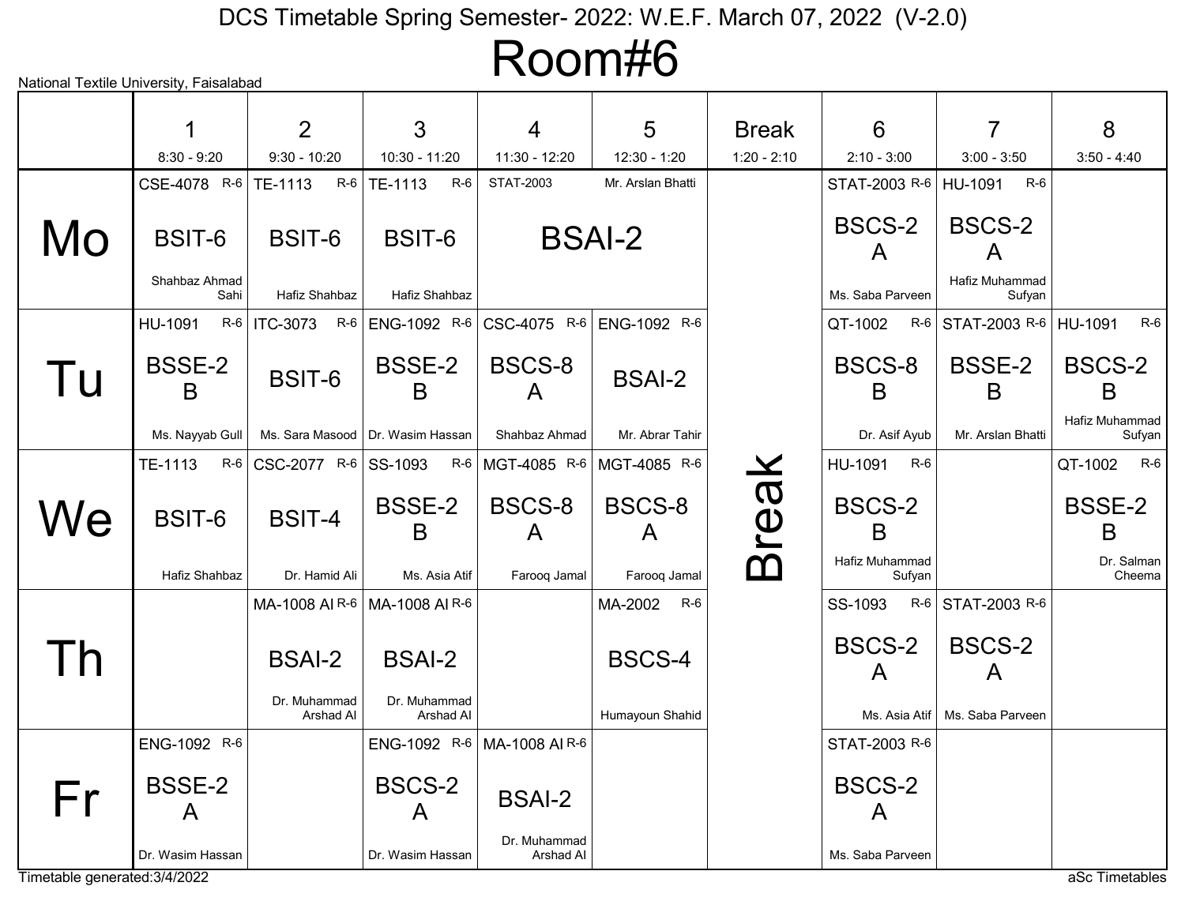# DCS Timetable Spring Semester- 2022: W.E.F. March 07, 2022 (V-2.0)

## Room#6

National Textile University, Faisalabad

| | 1<br>8:30 - 9:20 | 2<br>9:30 - 10:20 | 3<br>10:30 - 11:20 | 4<br>11:30 - 12:20 | 5<br>12:30 - 1:20 | Break<br>1:20 - 2:10 | 6<br>2:10 - 3:00 | 7<br>3:00 - 3:50 | 8<br>3:50 - 4:40 |
|---|---|---|---|---|---|---|---|---|---|
| **Mo** | CSE-4078 R-6<br>BSIT-6<br>Shahbaz Ahmad Sahi | TE-1113 R-6<br>BSIT-6<br>Hafiz Shahbaz | TE-1113 R-6<br>BSIT-6<br>Hafiz Shahbaz | STAT-2003<br>BSAI-2<br>Mr. Arslan Bhatti | | Break | STAT-2003 R-6<br>BSCS-2 A<br>Ms. Saba Parveen | HU-1091 R-6<br>BSCS-2 A<br>Hafiz Muhammad Sufyan | |
| **Tu** | HU-1091 R-6<br>BSSE-2 B<br>Ms. Nayyab Gull | ITC-3073 R-6<br>BSIT-6<br>Ms. Sara Masood | ENG-1092 R-6<br>BSSE-2 B<br>Dr. Wasim Hassan | CSC-4075 R-6<br>BSCS-8 A<br>Shahbaz Ahmad | ENG-1092 R-6<br>BSAI-2<br>Mr. Abrar Tahir | Break | QT-1002 R-6<br>BSCS-8 B<br>Dr. Asif Ayub | STAT-2003 R-6<br>BSSE-2 B<br>Mr. Arslan Bhatti | HU-1091 R-6<br>BSCS-2 B<br>Hafiz Muhammad Sufyan |
| **We** | TE-1113 R-6<br>BSIT-6<br>Hafiz Shahbaz | CSC-2077 R-6<br>BSIT-4<br>Dr. Hamid Ali | SS-1093 R-6<br>BSSE-2 B<br>Ms. Asia Atif | MGT-4085 R-6<br>BSCS-8 A<br>Farooq Jamal | MGT-4085 R-6<br>BSCS-8 A<br>Farooq Jamal | Break | HU-1091 R-6<br>BSCS-2 B<br>Hafiz Muhammad Sufyan | | QT-1002 R-6<br>BSSE-2 B<br>Dr. Salman Cheema |
| **Th** | | MA-1008 AI R-6<br>BSAI-2<br>Dr. Muhammad Arshad AI | MA-1008 AI R-6<br>BSAI-2<br>Dr. Muhammad Arshad AI | | MA-2002 R-6<br>BSCS-4<br>Humayoun Shahid | Break | SS-1093 R-6<br>BSCS-2 A<br>Ms. Asia Atif | STAT-2003 R-6<br>BSCS-2 A<br>Ms. Saba Parveen | |
| **Fr** | ENG-1092 R-6<br>BSSE-2 A<br>Dr. Wasim Hassan | | ENG-1092 R-6<br>BSCS-2 A<br>Dr. Wasim Hassan | MA-1008 AI R-6<br>BSAI-2<br>Dr. Muhammad Arshad AI | | Break | STAT-2003 R-6<br>BSCS-2 A<br>Ms. Saba Parveen | | |

Timetable generated:3/4/2022

aSc Timetables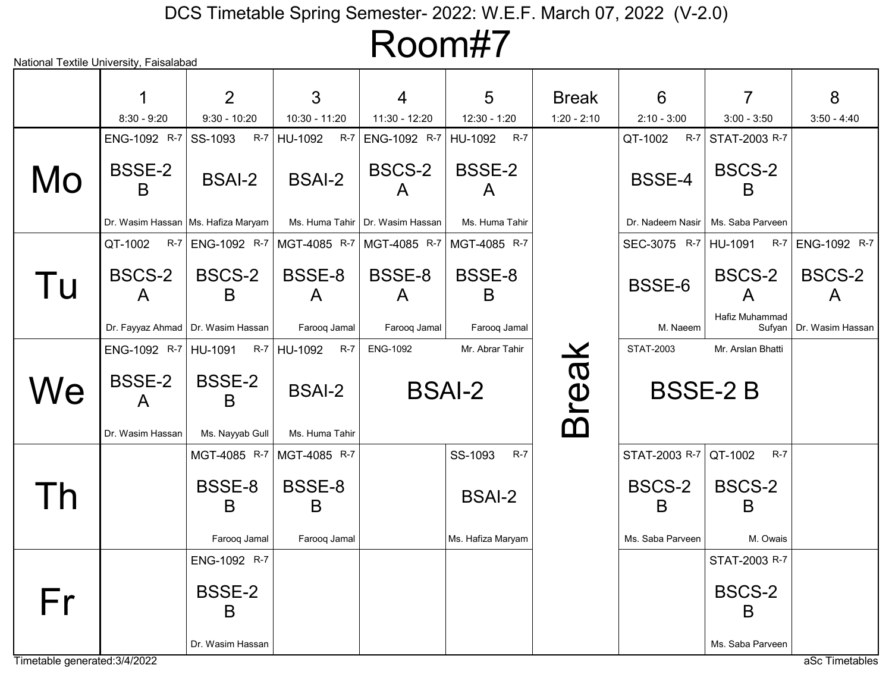# DCS Timetable Spring Semester- 2022: W.E.F. March 07, 2022 (V-2.0)

# Room#7

National Textile University, Faisalabad

| | 1<br>8:30 - 9:20 | 2<br>9:30 - 10:20 | 3<br>10:30 - 11:20 | 4<br>11:30 - 12:20 | 5<br>12:30 - 1:20 | Break<br>1:20 - 2:10 | 6<br>2:10 - 3:00 | 7<br>3:00 - 3:50 | 8<br>3:50 - 4:40 |
|---|---|---|---|---|---|---|---|---|---|
| Mo | ENG-1092 R-7<br>BSSE-2 B<br>Dr. Wasim Hassan | SS-1093 R-7<br>BSAI-2<br>Ms. Hafiza Maryam | HU-1092 R-7<br>BSAI-2<br>Ms. Huma Tahir | ENG-1092 R-7<br>BSCS-2 A<br>Dr. Wasim Hassan | HU-1092 R-7<br>BSSE-2 A<br>Ms. Huma Tahir | Break | QT-1002 R-7<br>BSSE-4<br>Dr. Nadeem Nasir | STAT-2003 R-7<br>BSCS-2 B<br>Ms. Saba Parveen | |
| Tu | QT-1002 R-7<br>BSCS-2 A<br>Dr. Fayyaz Ahmad | ENG-1092 R-7<br>BSCS-2 B<br>Dr. Wasim Hassan | MGT-4085 R-7<br>BSSE-8 A<br>Farooq Jamal | MGT-4085 R-7<br>BSSE-8 A<br>Farooq Jamal | MGT-4085 R-7<br>BSSE-8 B<br>Farooq Jamal | Break | SEC-3075 R-7<br>BSSE-6<br>M. Naeem | HU-1091 R-7<br>BSCS-2 A<br>Hafiz Muhammad Sufyan | ENG-1092 R-7<br>BSCS-2 A<br>Dr. Wasim Hassan |
| We | ENG-1092 R-7<br>BSSE-2 A<br>Dr. Wasim Hassan | HU-1091 R-7<br>BSSE-2 B<br>Ms. Nayyab Gull | HU-1092 R-7<br>BSAI-2<br>Ms. Huma Tahir | ENG-1092<br>BSAI-2<br>Mr. Abrar Tahir | | Break | STAT-2003<br>BSSE-2 B<br>Mr. Arslan Bhatti | | |
| Th | | MGT-4085 R-7<br>BSSE-8 B<br>Farooq Jamal | MGT-4085 R-7<br>BSSE-8 B<br>Farooq Jamal | | SS-1093 R-7<br>BSAI-2<br>Ms. Hafiza Maryam | Break | STAT-2003 R-7<br>BSCS-2 B<br>Ms. Saba Parveen | QT-1002 R-7<br>BSCS-2 B<br>M. Owais | |
| Fr | | ENG-1092 R-7<br>BSSE-2 B<br>Dr. Wasim Hassan | | | | Break | | STAT-2003 R-7<br>BSCS-2 B<br>Ms. Saba Parveen | |

Timetable generated:3/4/2022

aSc Timetables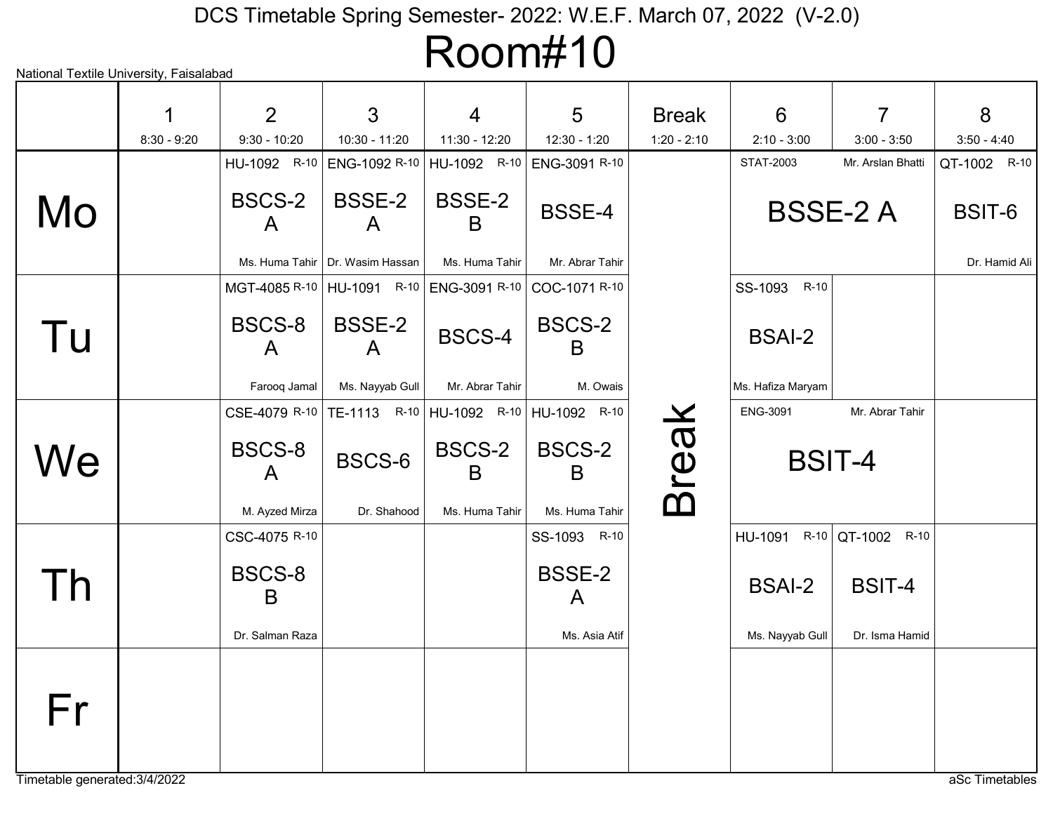# DCS Timetable Spring Semester- 2022: W.E.F. March 07, 2022 (V-2.0)

## Room#10

National Textile University, Faisalabad

| | 1<br>8:30 - 9:20 | 2<br>9:30 - 10:20 | 3<br>10:30 - 11:20 | 4<br>11:30 - 12:20 | 5<br>12:30 - 1:20 | Break<br>1:20 - 2:10 | 6<br>2:10 - 3:00 | 7<br>3:00 - 3:50 | 8<br>3:50 - 4:40 |
|---|---|---|---|---|---|---|---|---|---|
| Mo | | HU-1092 R-10<br>BSCS-2 A<br>Ms. Huma Tahir | ENG-1092 R-10<br>BSSE-2 A<br>Dr. Wasim Hassan | HU-1092 R-10<br>BSSE-2 B<br>Ms. Huma Tahir | ENG-3091 R-10<br>BSSE-4<br>Mr. Abrar Tahir | Break | STAT-2003 Mr. Arslan Bhatti<br>BSSE-2 A | | QT-1002 R-10<br>BSIT-6<br>Dr. Hamid Ali |
| Tu | | MGT-4085 R-10<br>BSCS-8 A<br>Farooq Jamal | HU-1091 R-10<br>BSSE-2 A<br>Ms. Nayyab Gull | ENG-3091 R-10<br>BSCS-4<br>Mr. Abrar Tahir | COC-1071 R-10<br>BSCS-2 B<br>M. Owais | | SS-1093 R-10<br>BSAI-2<br>Ms. Hafiza Maryam | | |
| We | | CSE-4079 R-10<br>BSCS-8 A<br>M. Ayzed Mirza | TE-1113 R-10<br>BSCS-6<br>Dr. Shahood | HU-1092 R-10<br>BSCS-2 B<br>Ms. Huma Tahir | HU-1092 R-10<br>BSCS-2 B<br>Ms. Huma Tahir | | ENG-3091 Mr. Abrar Tahir<br>BSIT-4 | | |
| Th | | CSC-4075 R-10<br>BSCS-8 B<br>Dr. Salman Raza | | | SS-1093 R-10<br>BSSE-2 A<br>Ms. Asia Atif | | HU-1091 R-10<br>BSAI-2<br>Ms. Nayyab Gull | QT-1002 R-10<br>BSIT-4<br>Dr. Isma Hamid | |
| Fr | | | | | | | | | |

Timetable generated:3/4/2022

aSc Timetables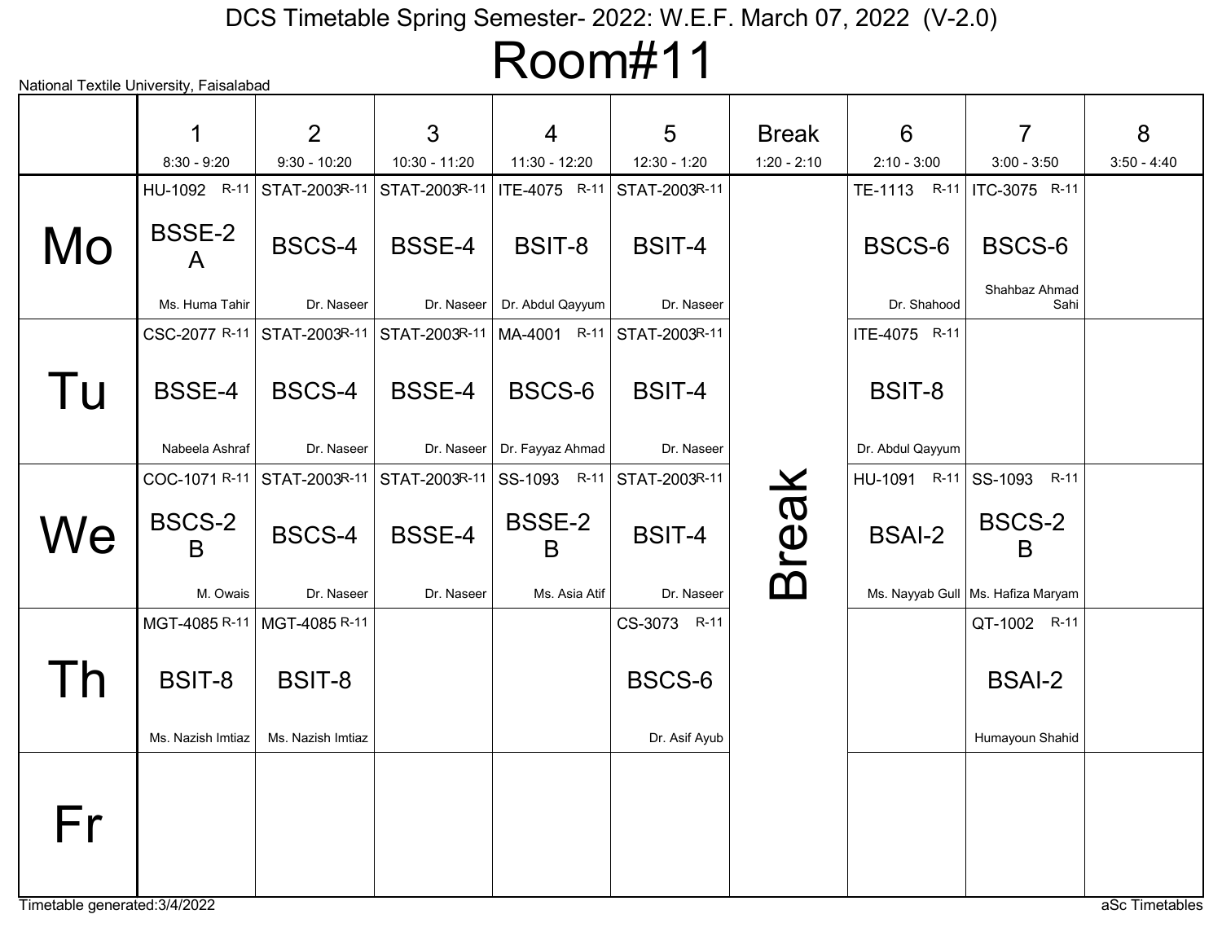# DCS Timetable Spring Semester- 2022: W.E.F. March 07, 2022 (V-2.0)

## Room#11

National Textile University, Faisalabad

| | 1<br>8:30 - 9:20 | 2<br>9:30 - 10:20 | 3<br>10:30 - 11:20 | 4<br>11:30 - 12:20 | 5<br>12:30 - 1:20 | Break<br>1:20 - 2:10 | 6<br>2:10 - 3:00 | 7<br>3:00 - 3:50 | 8<br>3:50 - 4:40 |
|---|---|---|---|---|---|---|---|---|---|
| Mo | HU-1092 R-11<br>BSSE-2 A<br>Ms. Huma Tahir | STAT-2003 R-11<br>BSCS-4<br>Dr. Naseer | STAT-2003 R-11<br>BSSE-4<br>Dr. Naseer | ITE-4075 R-11<br>BSIT-8<br>Dr. Abdul Qayyum | STAT-2003 R-11<br>BSIT-4<br>Dr. Naseer | Break | TE-1113 R-11<br>BSCS-6<br>Dr. Shahood | ITC-3075 R-11<br>BSCS-6<br>Shahbaz Ahmad Sahi | |
| Tu | CSC-2077 R-11<br>BSSE-4<br>Nabeela Ashraf | STAT-2003 R-11<br>BSCS-4<br>Dr. Naseer | STAT-2003 R-11<br>BSSE-4<br>Dr. Naseer | MA-4001 R-11<br>BSCS-6<br>Dr. Fayyaz Ahmad | STAT-2003 R-11<br>BSIT-4<br>Dr. Naseer | Break | ITE-4075 R-11<br>BSIT-8<br>Dr. Abdul Qayyum | | |
| We | COC-1071 R-11<br>BSCS-2 B<br>M. Owais | STAT-2003 R-11<br>BSCS-4<br>Dr. Naseer | STAT-2003 R-11<br>BSSE-4<br>Dr. Naseer | SS-1093 R-11<br>BSSE-2 B<br>Ms. Asia Atif | STAT-2003 R-11<br>BSIT-4<br>Dr. Naseer | Break | HU-1091 R-11<br>BSAI-2<br>Ms. Nayyab Gull | SS-1093 R-11<br>BSCS-2 B<br>Ms. Hafiza Maryam | |
| Th | MGT-4085 R-11<br>BSIT-8<br>Ms. Nazish Imtiaz | MGT-4085 R-11<br>BSIT-8<br>Ms. Nazish Imtiaz | | | CS-3073 R-11<br>BSCS-6<br>Dr. Asif Ayub | Break | | QT-1002 R-11<br>BSAI-2<br>Humayoun Shahid | |
| Fr | | | | | | Break | | | |

Timetable generated:3/4/2022

aSc Timetables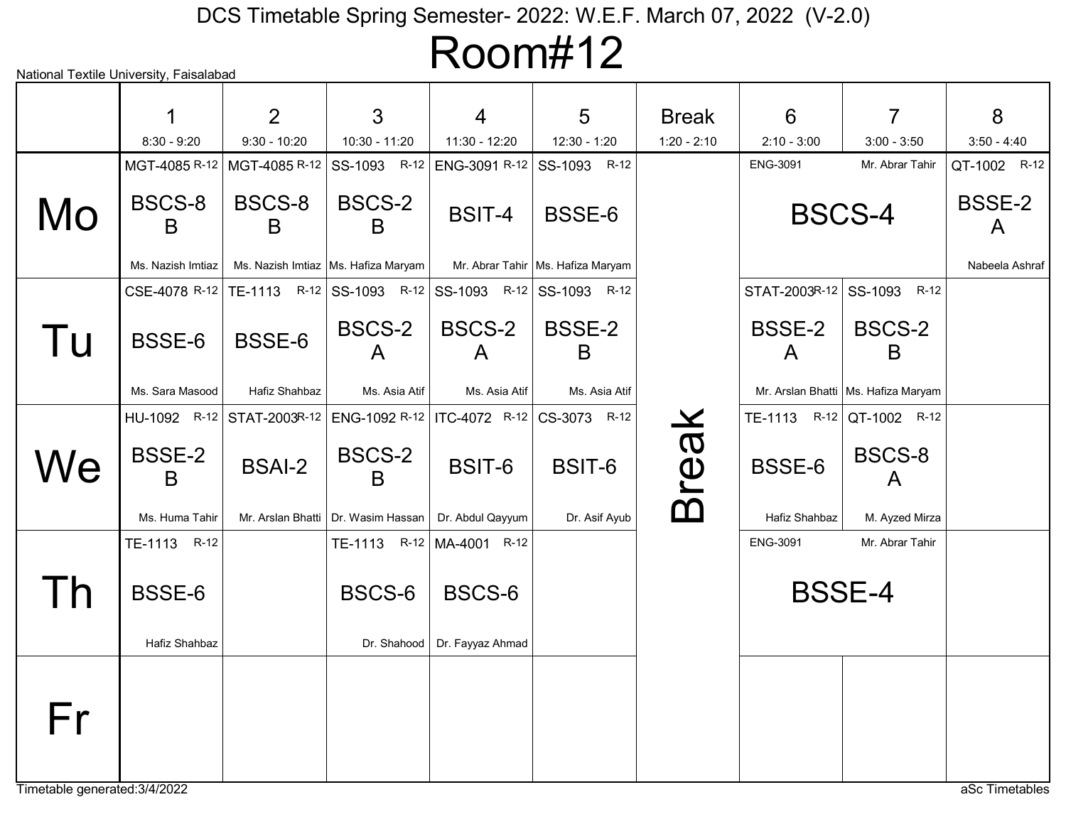# DCS Timetable Spring Semester- 2022: W.E.F. March 07, 2022 (V-2.0)

## Room#12

National Textile University, Faisalabad

| | 1<br>8:30 - 9:20 | 2<br>9:30 - 10:20 | 3<br>10:30 - 11:20 | 4<br>11:30 - 12:20 | 5<br>12:30 - 1:20 | Break<br>1:20 - 2:10 | 6<br>2:10 - 3:00 | 7<br>3:00 - 3:50 | 8<br>3:50 - 4:40 |
|---|---|---|---|---|---|---|---|---|---|
| Mo | MGT-4085 R-12<br>BSCS-8 B<br>Ms. Nazish Imtiaz | MGT-4085 R-12<br>BSCS-8 B<br>Ms. Nazish Imtiaz | SS-1093 R-12<br>BSCS-2 B<br>Ms. Hafiza Maryam | ENG-3091 R-12<br>BSIT-4<br>Mr. Abrar Tahir | SS-1093 R-12<br>BSSE-6<br>Ms. Hafiza Maryam | Break | ENG-3091 Mr. Abrar Tahir<br>BSCS-4 | | QT-1002 R-12<br>BSSE-2 A<br>Nabeela Ashraf |
| Tu | CSE-4078 R-12<br>BSSE-6<br>Ms. Sara Masood | TE-1113 R-12<br>BSSE-6<br>Hafiz Shahbaz | SS-1093 R-12<br>BSCS-2 A<br>Ms. Asia Atif | SS-1093 R-12<br>BSCS-2 A<br>Ms. Asia Atif | SS-1093 R-12<br>BSSE-2 B<br>Ms. Asia Atif | | STAT-2003 R-12<br>BSSE-2 A<br>Mr. Arslan Bhatti | SS-1093 R-12<br>BSCS-2 B<br>Ms. Hafiza Maryam | |
| We | HU-1092 R-12<br>BSSE-2 B<br>Ms. Huma Tahir | STAT-2003 R-12<br>BSAI-2<br>Mr. Arslan Bhatti | ENG-1092 R-12<br>BSCS-2 B<br>Dr. Wasim Hassan | ITC-4072 R-12<br>BSIT-6<br>Dr. Abdul Qayyum | CS-3073 R-12<br>BSIT-6<br>Dr. Asif Ayub | | TE-1113 R-12<br>BSSE-6<br>Hafiz Shahbaz | QT-1002 R-12<br>BSCS-8 A<br>M. Ayzed Mirza | |
| Th | TE-1113 R-12<br>BSSE-6<br>Hafiz Shahbaz | | TE-1113 R-12<br>BSCS-6<br>Dr. Shahood | MA-4001 R-12<br>BSCS-6<br>Dr. Fayyaz Ahmad | | | ENG-3091 Mr. Abrar Tahir<br>BSSE-4 | | |
| Fr | | | | | | | | | |

Timetable generated:3/4/2022

aSc Timetables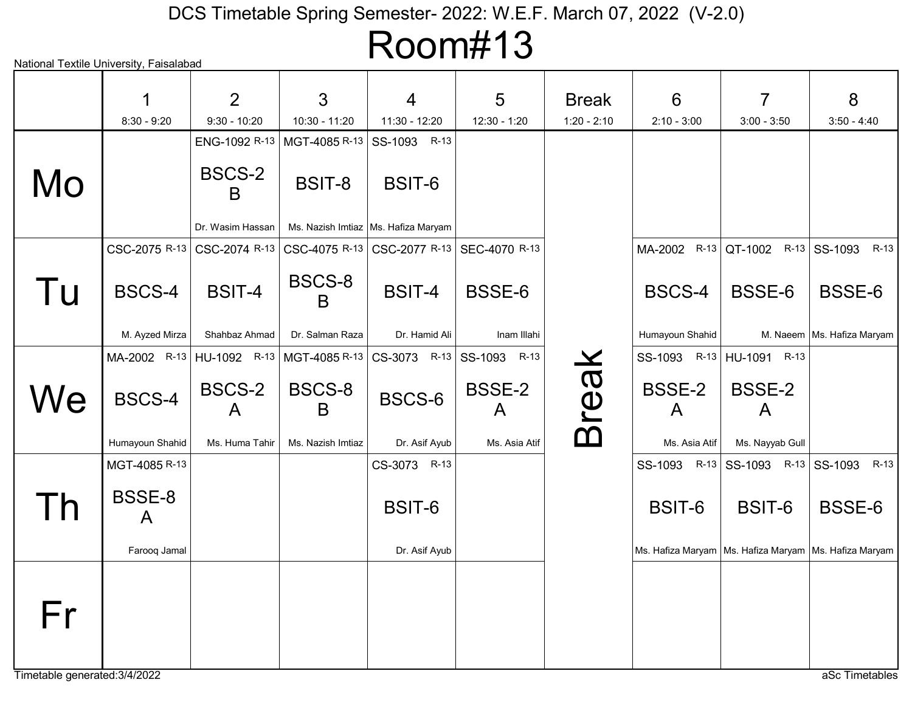# DCS Timetable Spring Semester- 2022: W.E.F. March 07, 2022 (V-2.0)

# Room#13

National Textile University, Faisalabad

| | 1<br>8:30 - 9:20 | 2<br>9:30 - 10:20 | 3<br>10:30 - 11:20 | 4<br>11:30 - 12:20 | 5<br>12:30 - 1:20 | Break<br>1:20 - 2:10 | 6<br>2:10 - 3:00 | 7<br>3:00 - 3:50 | 8<br>3:50 - 4:40 |
|---|---|---|---|---|---|---|---|---|---|
| Mo | | ENG-1092 R-13<br>BSCS-2 B<br>Dr. Wasim Hassan | MGT-4085 R-13<br>BSIT-8<br>Ms. Nazish Imtiaz | SS-1093 R-13<br>BSIT-6<br>Ms. Hafiza Maryam | | Break | | | |
| Tu | CSC-2075 R-13<br>BSCS-4<br>M. Ayzed Mirza | CSC-2074 R-13<br>BSIT-4<br>Shahbaz Ahmad | CSC-4075 R-13<br>BSCS-8 B<br>Dr. Salman Raza | CSC-2077 R-13<br>BSIT-4<br>Dr. Hamid Ali | SEC-4070 R-13<br>BSSE-6<br>Inam Illahi | Break | MA-2002 R-13<br>BSCS-4<br>Humayoun Shahid | QT-1002 R-13<br>BSSE-6<br>M. Naeem | SS-1093 R-13<br>BSSE-6<br>Ms. Hafiza Maryam |
| We | MA-2002 R-13<br>BSCS-4<br>Humayoun Shahid | HU-1092 R-13<br>BSCS-2 A<br>Ms. Huma Tahir | MGT-4085 R-13<br>BSCS-8 B<br>Ms. Nazish Imtiaz | CS-3073 R-13<br>BSCS-6<br>Dr. Asif Ayub | SS-1093 R-13<br>BSSE-2 A<br>Ms. Asia Atif | Break | SS-1093 R-13<br>BSSE-2 A<br>Ms. Asia Atif | HU-1091 R-13<br>BSSE-2 A<br>Ms. Nayyab Gull | |
| Th | MGT-4085 R-13<br>BSSE-8 A<br>Farooq Jamal | | | CS-3073 R-13<br>BSIT-6<br>Dr. Asif Ayub | | Break | SS-1093 R-13<br>BSIT-6<br>Ms. Hafiza Maryam | SS-1093 R-13<br>BSIT-6<br>Ms. Hafiza Maryam | SS-1093 R-13<br>BSSE-6<br>Ms. Hafiza Maryam |
| Fr | | | | | | Break | | | |

Timetable generated:3/4/2022

aSc Timetables